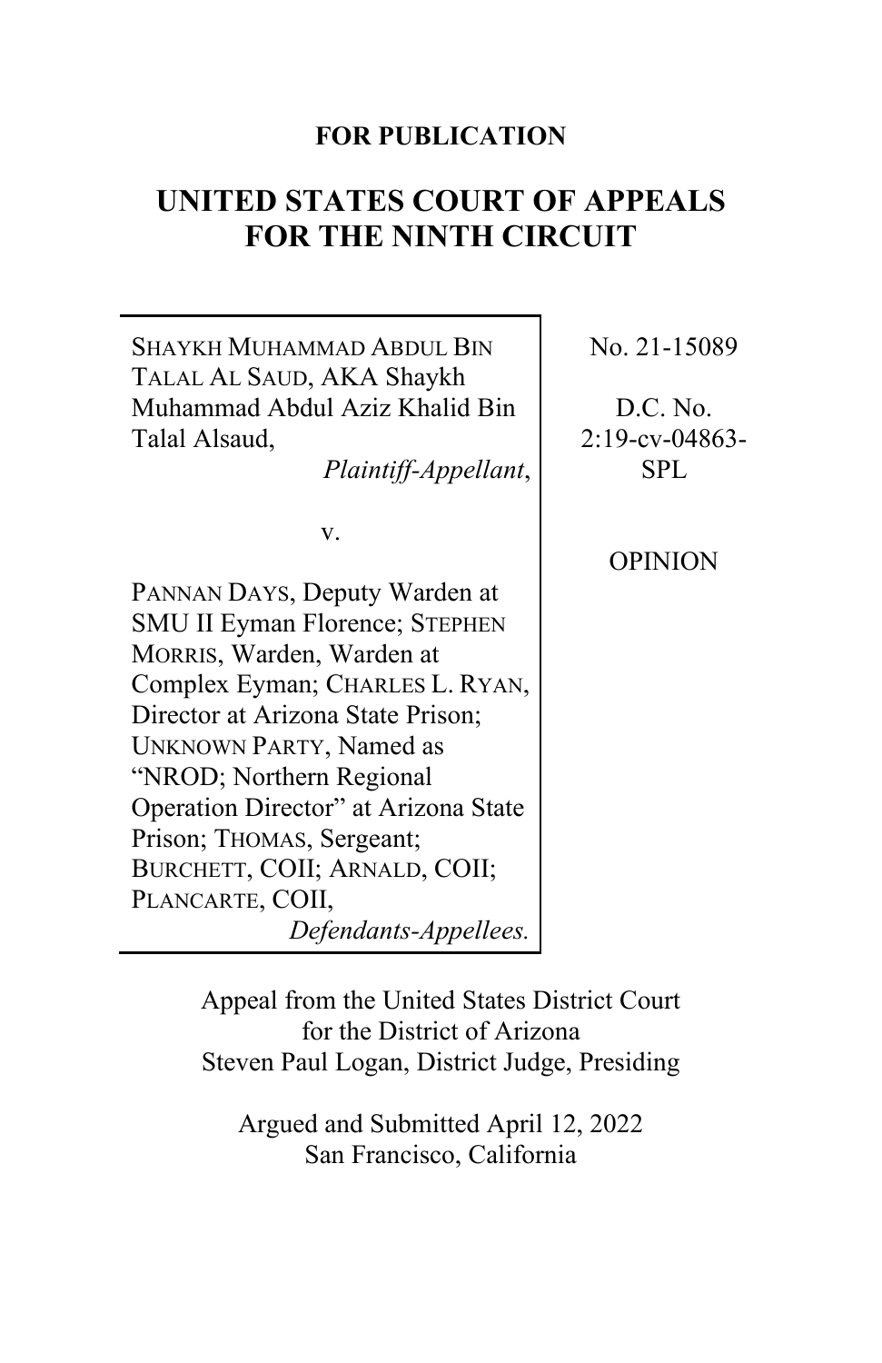**FOR PUBLICATION**

# UNITED STATES COURT OF APPEALS FOR THE NINTH CIRCUIT

SHAYKH MUHAMMAD ABDUL BIN TALAL AL SAUD, AKA Shaykh Muhammad Abdul Aziz Khalid Bin Talal Alsaud,
*Plaintiff-Appellant*,

v.

PANNAN DAYS, Deputy Warden at SMU II Eyman Florence; STEPHEN MORRIS, Warden, Warden at Complex Eyman; CHARLES L. RYAN, Director at Arizona State Prison; UNKNOWN PARTY, Named as "NROD; Northern Regional Operation Director" at Arizona State Prison; THOMAS, Sergeant; BURCHETT, COII; ARNALD, COII; PLANCARTE, COII,
*Defendants-Appellees.*

No. 21-15089

D.C. No. 2:19-cv-04863-SPL

OPINION

Appeal from the United States District Court for the District of Arizona
Steven Paul Logan, District Judge, Presiding

Argued and Submitted April 12, 2022
San Francisco, California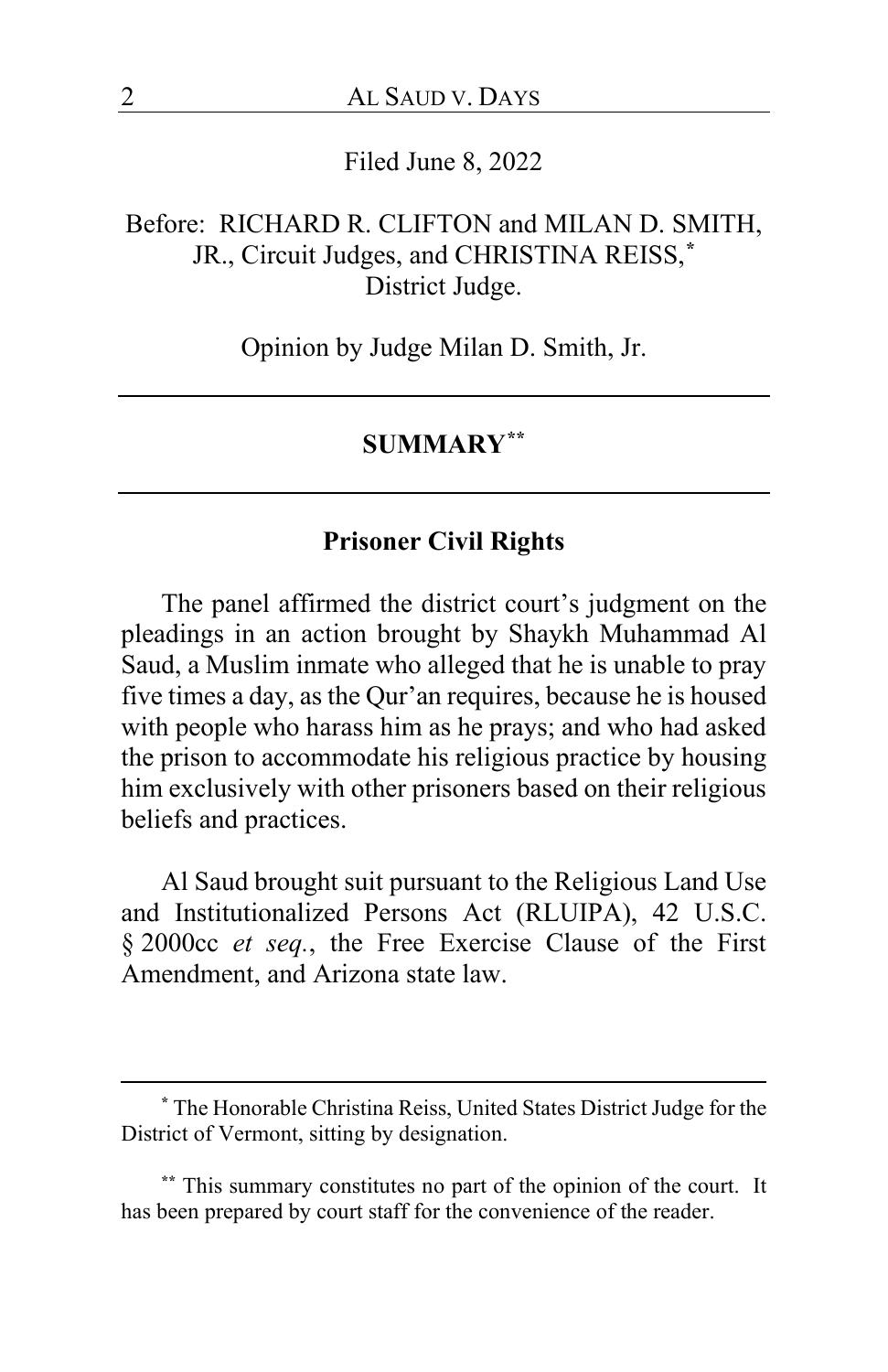Filed June 8, 2022

Before: RICHARD R. CLIFTON and MILAN D. SMITH, JR., Circuit Judges, and CHRISTINA REISS,* District Judge.

Opinion by Judge Milan D. Smith, Jr.

---

## SUMMARY**

---

### Prisoner Civil Rights

The panel affirmed the district court's judgment on the pleadings in an action brought by Shaykh Muhammad Al Saud, a Muslim inmate who alleged that he is unable to pray five times a day, as the Qur'an requires, because he is housed with people who harass him as he prays; and who had asked the prison to accommodate his religious practice by housing him exclusively with other prisoners based on their religious beliefs and practices.

Al Saud brought suit pursuant to the Religious Land Use and Institutionalized Persons Act (RLUIPA), 42 U.S.C. § 2000cc *et seq.*, the Free Exercise Clause of the First Amendment, and Arizona state law.

---

* The Honorable Christina Reiss, United States District Judge for the District of Vermont, sitting by designation.

** This summary constitutes no part of the opinion of the court. It has been prepared by court staff for the convenience of the reader.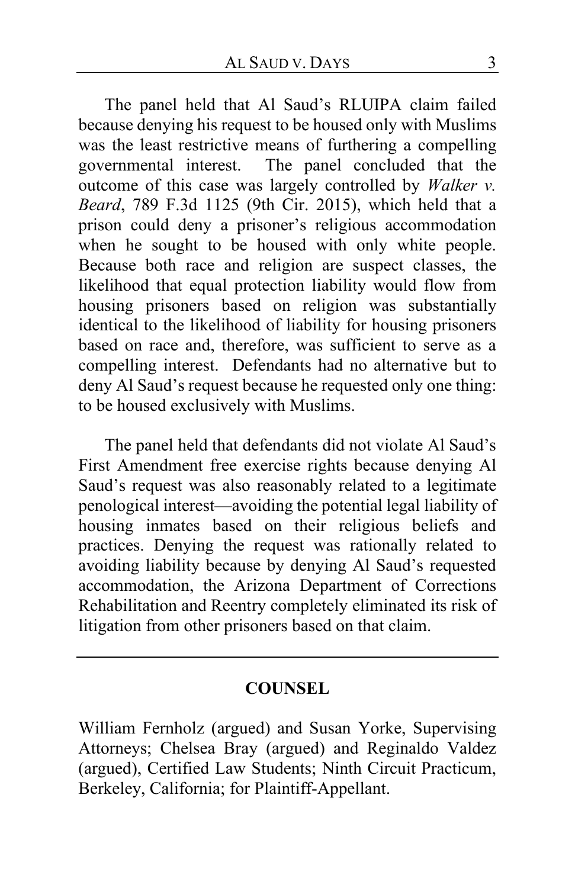The panel held that Al Saud's RLUIPA claim failed because denying his request to be housed only with Muslims was the least restrictive means of furthering a compelling governmental interest. The panel concluded that the outcome of this case was largely controlled by *Walker v. Beard*, 789 F.3d 1125 (9th Cir. 2015), which held that a prison could deny a prisoner's religious accommodation when he sought to be housed with only white people. Because both race and religion are suspect classes, the likelihood that equal protection liability would flow from housing prisoners based on religion was substantially identical to the likelihood of liability for housing prisoners based on race and, therefore, was sufficient to serve as a compelling interest. Defendants had no alternative but to deny Al Saud's request because he requested only one thing: to be housed exclusively with Muslims.

The panel held that defendants did not violate Al Saud's First Amendment free exercise rights because denying Al Saud's request was also reasonably related to a legitimate penological interest—avoiding the potential legal liability of housing inmates based on their religious beliefs and practices. Denying the request was rationally related to avoiding liability because by denying Al Saud's requested accommodation, the Arizona Department of Corrections Rehabilitation and Reentry completely eliminated its risk of litigation from other prisoners based on that claim.

---

## COUNSEL

William Fernholz (argued) and Susan Yorke, Supervising Attorneys; Chelsea Bray (argued) and Reginaldo Valdez (argued), Certified Law Students; Ninth Circuit Practicum, Berkeley, California; for Plaintiff-Appellant.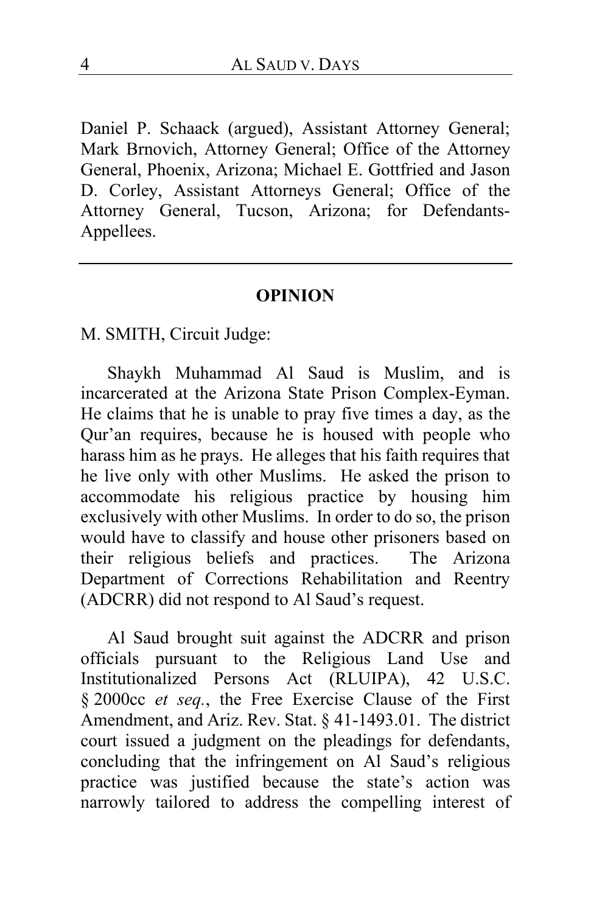Daniel P. Schaack (argued), Assistant Attorney General; Mark Brnovich, Attorney General; Office of the Attorney General, Phoenix, Arizona; Michael E. Gottfried and Jason D. Corley, Assistant Attorneys General; Office of the Attorney General, Tucson, Arizona; for Defendants-Appellees.

---

## OPINION

M. SMITH, Circuit Judge:

Shaykh Muhammad Al Saud is Muslim, and is incarcerated at the Arizona State Prison Complex-Eyman. He claims that he is unable to pray five times a day, as the Qur'an requires, because he is housed with people who harass him as he prays. He alleges that his faith requires that he live only with other Muslims. He asked the prison to accommodate his religious practice by housing him exclusively with other Muslims. In order to do so, the prison would have to classify and house other prisoners based on their religious beliefs and practices. The Arizona Department of Corrections Rehabilitation and Reentry (ADCRR) did not respond to Al Saud's request.

Al Saud brought suit against the ADCRR and prison officials pursuant to the Religious Land Use and Institutionalized Persons Act (RLUIPA), 42 U.S.C. § 2000cc *et seq.*, the Free Exercise Clause of the First Amendment, and Ariz. Rev. Stat. § 41-1493.01. The district court issued a judgment on the pleadings for defendants, concluding that the infringement on Al Saud's religious practice was justified because the state's action was narrowly tailored to address the compelling interest of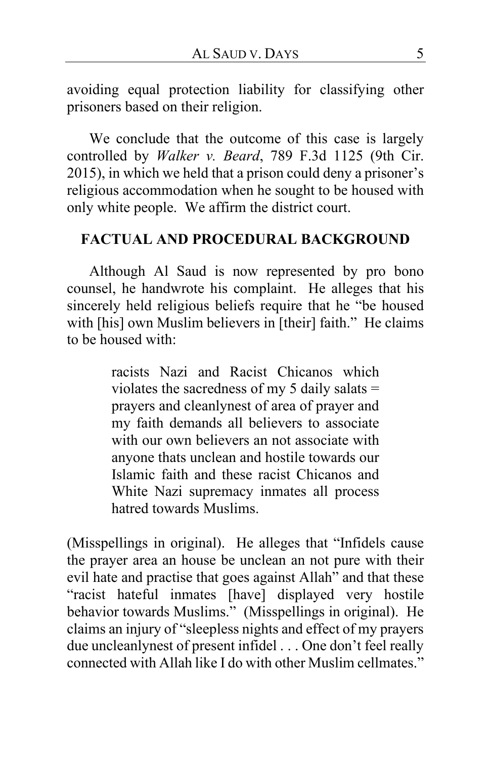avoiding equal protection liability for classifying other prisoners based on their religion.

We conclude that the outcome of this case is largely controlled by *Walker v. Beard*, 789 F.3d 1125 (9th Cir. 2015), in which we held that a prison could deny a prisoner's religious accommodation when he sought to be housed with only white people. We affirm the district court.

## FACTUAL AND PROCEDURAL BACKGROUND

Although Al Saud is now represented by pro bono counsel, he handwrote his complaint. He alleges that his sincerely held religious beliefs require that he "be housed with [his] own Muslim believers in [their] faith." He claims to be housed with:

> racists Nazi and Racist Chicanos which violates the sacredness of my 5 daily salats = prayers and cleanlynest of area of prayer and my faith demands all believers to associate with our own believers an not associate with anyone thats unclean and hostile towards our Islamic faith and these racist Chicanos and White Nazi supremacy inmates all process hatred towards Muslims.

(Misspellings in original). He alleges that "Infidels cause the prayer area an house be unclean an not pure with their evil hate and practise that goes against Allah" and that these "racist hateful inmates [have] displayed very hostile behavior towards Muslims." (Misspellings in original). He claims an injury of "sleepless nights and effect of my prayers due uncleanlynest of present infidel . . . One don't feel really connected with Allah like I do with other Muslim cellmates."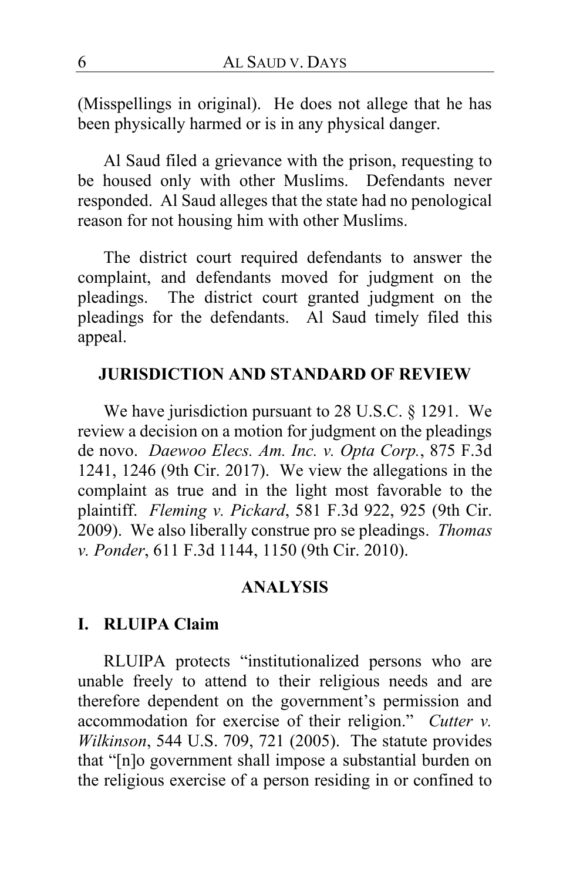(Misspellings in original). He does not allege that he has been physically harmed or is in any physical danger.

Al Saud filed a grievance with the prison, requesting to be housed only with other Muslims. Defendants never responded. Al Saud alleges that the state had no penological reason for not housing him with other Muslims.

The district court required defendants to answer the complaint, and defendants moved for judgment on the pleadings. The district court granted judgment on the pleadings for the defendants. Al Saud timely filed this appeal.

## JURISDICTION AND STANDARD OF REVIEW

We have jurisdiction pursuant to 28 U.S.C. § 1291. We review a decision on a motion for judgment on the pleadings de novo. *Daewoo Elecs. Am. Inc. v. Opta Corp.*, 875 F.3d 1241, 1246 (9th Cir. 2017). We view the allegations in the complaint as true and in the light most favorable to the plaintiff. *Fleming v. Pickard*, 581 F.3d 922, 925 (9th Cir. 2009). We also liberally construe pro se pleadings. *Thomas v. Ponder*, 611 F.3d 1144, 1150 (9th Cir. 2010).

## ANALYSIS

### I. RLUIPA Claim

RLUIPA protects "institutionalized persons who are unable freely to attend to their religious needs and are therefore dependent on the government's permission and accommodation for exercise of their religion." *Cutter v. Wilkinson*, 544 U.S. 709, 721 (2005). The statute provides that "[n]o government shall impose a substantial burden on the religious exercise of a person residing in or confined to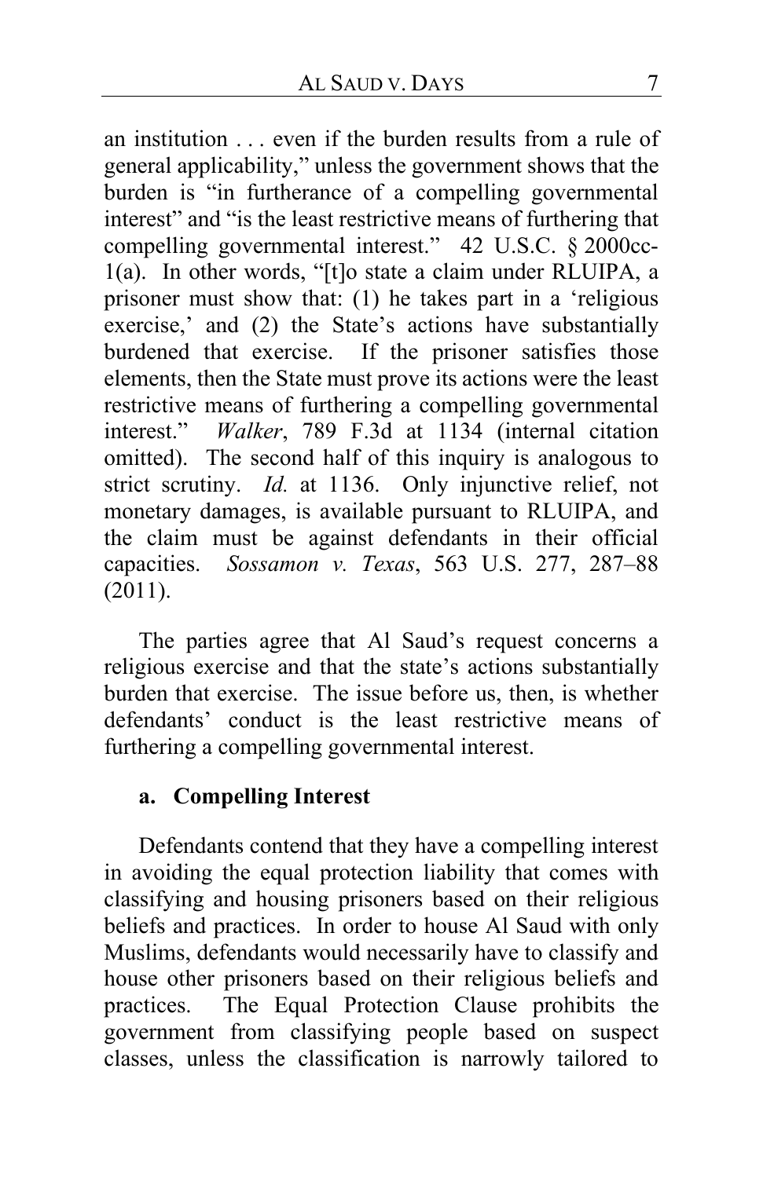an institution . . . even if the burden results from a rule of general applicability," unless the government shows that the burden is "in furtherance of a compelling governmental interest" and "is the least restrictive means of furthering that compelling governmental interest." 42 U.S.C. § 2000cc-1(a). In other words, "[t]o state a claim under RLUIPA, a prisoner must show that: (1) he takes part in a 'religious exercise,' and (2) the State's actions have substantially burdened that exercise. If the prisoner satisfies those elements, then the State must prove its actions were the least restrictive means of furthering a compelling governmental interest." *Walker*, 789 F.3d at 1134 (internal citation omitted). The second half of this inquiry is analogous to strict scrutiny. *Id.* at 1136. Only injunctive relief, not monetary damages, is available pursuant to RLUIPA, and the claim must be against defendants in their official capacities. *Sossamon v. Texas*, 563 U.S. 277, 287–88 (2011).

The parties agree that Al Saud's request concerns a religious exercise and that the state's actions substantially burden that exercise. The issue before us, then, is whether defendants' conduct is the least restrictive means of furthering a compelling governmental interest.

**a. Compelling Interest**

Defendants contend that they have a compelling interest in avoiding the equal protection liability that comes with classifying and housing prisoners based on their religious beliefs and practices. In order to house Al Saud with only Muslims, defendants would necessarily have to classify and house other prisoners based on their religious beliefs and practices. The Equal Protection Clause prohibits the government from classifying people based on suspect classes, unless the classification is narrowly tailored to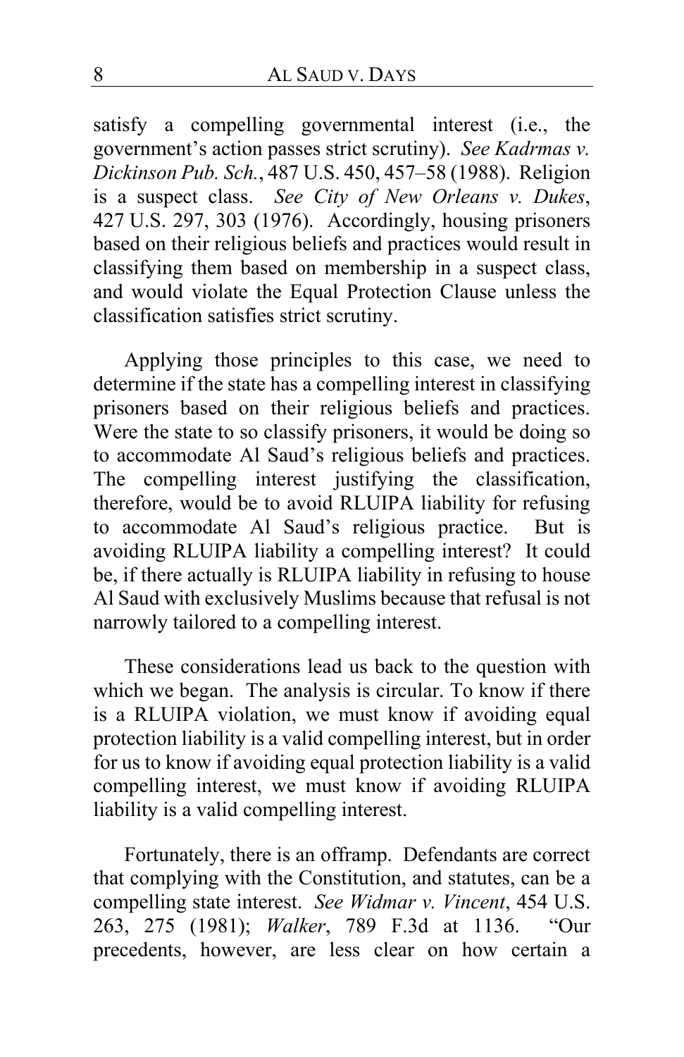satisfy a compelling governmental interest (i.e., the government's action passes strict scrutiny). *See Kadrmas v. Dickinson Pub. Sch.*, 487 U.S. 450, 457–58 (1988). Religion is a suspect class. *See City of New Orleans v. Dukes*, 427 U.S. 297, 303 (1976). Accordingly, housing prisoners based on their religious beliefs and practices would result in classifying them based on membership in a suspect class, and would violate the Equal Protection Clause unless the classification satisfies strict scrutiny.

Applying those principles to this case, we need to determine if the state has a compelling interest in classifying prisoners based on their religious beliefs and practices. Were the state to so classify prisoners, it would be doing so to accommodate Al Saud's religious beliefs and practices. The compelling interest justifying the classification, therefore, would be to avoid RLUIPA liability for refusing to accommodate Al Saud's religious practice. But is avoiding RLUIPA liability a compelling interest? It could be, if there actually is RLUIPA liability in refusing to house Al Saud with exclusively Muslims because that refusal is not narrowly tailored to a compelling interest.

These considerations lead us back to the question with which we began. The analysis is circular. To know if there is a RLUIPA violation, we must know if avoiding equal protection liability is a valid compelling interest, but in order for us to know if avoiding equal protection liability is a valid compelling interest, we must know if avoiding RLUIPA liability is a valid compelling interest.

Fortunately, there is an offramp. Defendants are correct that complying with the Constitution, and statutes, can be a compelling state interest. *See Widmar v. Vincent*, 454 U.S. 263, 275 (1981); *Walker*, 789 F.3d at 1136. "Our precedents, however, are less clear on how certain a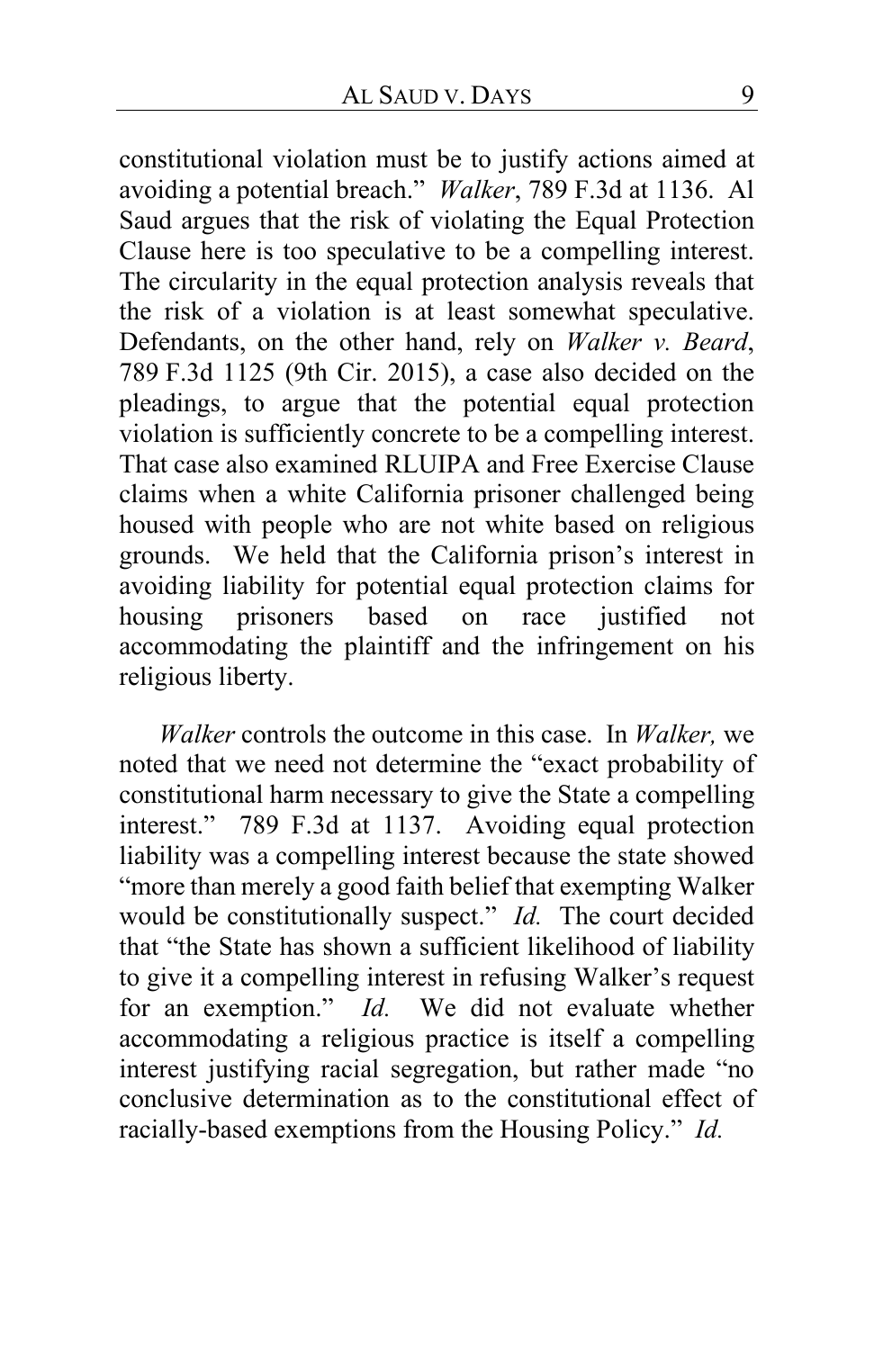constitutional violation must be to justify actions aimed at avoiding a potential breach." *Walker*, 789 F.3d at 1136. Al Saud argues that the risk of violating the Equal Protection Clause here is too speculative to be a compelling interest. The circularity in the equal protection analysis reveals that the risk of a violation is at least somewhat speculative. Defendants, on the other hand, rely on *Walker v. Beard*, 789 F.3d 1125 (9th Cir. 2015), a case also decided on the pleadings, to argue that the potential equal protection violation is sufficiently concrete to be a compelling interest. That case also examined RLUIPA and Free Exercise Clause claims when a white California prisoner challenged being housed with people who are not white based on religious grounds. We held that the California prison's interest in avoiding liability for potential equal protection claims for housing prisoners based on race justified not accommodating the plaintiff and the infringement on his religious liberty.

*Walker* controls the outcome in this case. In *Walker,* we noted that we need not determine the "exact probability of constitutional harm necessary to give the State a compelling interest." 789 F.3d at 1137. Avoiding equal protection liability was a compelling interest because the state showed "more than merely a good faith belief that exempting Walker would be constitutionally suspect." *Id.* The court decided that "the State has shown a sufficient likelihood of liability to give it a compelling interest in refusing Walker's request for an exemption." *Id.* We did not evaluate whether accommodating a religious practice is itself a compelling interest justifying racial segregation, but rather made "no conclusive determination as to the constitutional effect of racially-based exemptions from the Housing Policy." *Id.*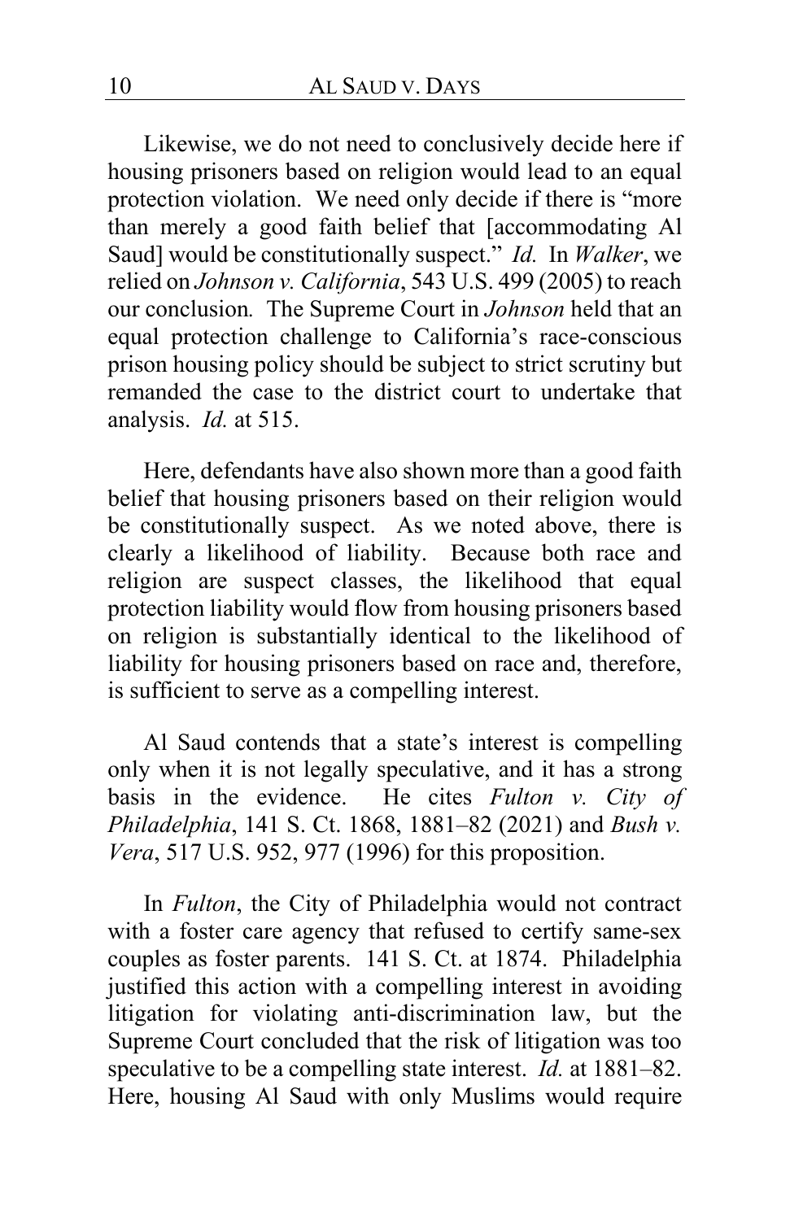Likewise, we do not need to conclusively decide here if housing prisoners based on religion would lead to an equal protection violation. We need only decide if there is "more than merely a good faith belief that [accommodating Al Saud] would be constitutionally suspect." *Id.* In *Walker*, we relied on *Johnson v. California*, 543 U.S. 499 (2005) to reach our conclusion*.* The Supreme Court in *Johnson* held that an equal protection challenge to California's race-conscious prison housing policy should be subject to strict scrutiny but remanded the case to the district court to undertake that analysis. *Id.* at 515.

Here, defendants have also shown more than a good faith belief that housing prisoners based on their religion would be constitutionally suspect. As we noted above, there is clearly a likelihood of liability. Because both race and religion are suspect classes, the likelihood that equal protection liability would flow from housing prisoners based on religion is substantially identical to the likelihood of liability for housing prisoners based on race and, therefore, is sufficient to serve as a compelling interest.

Al Saud contends that a state's interest is compelling only when it is not legally speculative, and it has a strong basis in the evidence. He cites *Fulton v. City of Philadelphia*, 141 S. Ct. 1868, 1881–82 (2021) and *Bush v. Vera*, 517 U.S. 952, 977 (1996) for this proposition.

In *Fulton*, the City of Philadelphia would not contract with a foster care agency that refused to certify same-sex couples as foster parents. 141 S. Ct. at 1874. Philadelphia justified this action with a compelling interest in avoiding litigation for violating anti-discrimination law, but the Supreme Court concluded that the risk of litigation was too speculative to be a compelling state interest. *Id.* at 1881–82. Here, housing Al Saud with only Muslims would require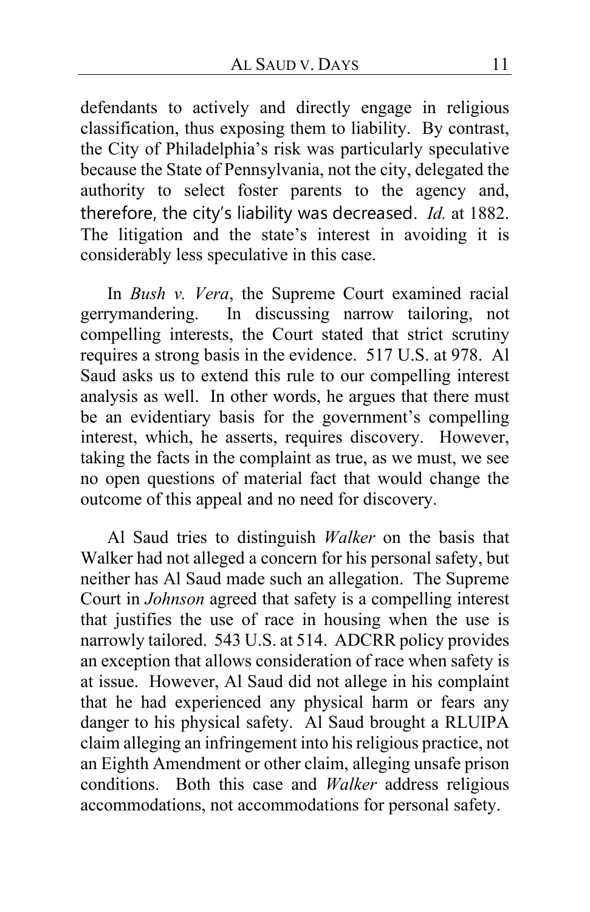defendants to actively and directly engage in religious classification, thus exposing them to liability. By contrast, the City of Philadelphia's risk was particularly speculative because the State of Pennsylvania, not the city, delegated the authority to select foster parents to the agency and, therefore, the city's liability was decreased. *Id.* at 1882. The litigation and the state's interest in avoiding it is considerably less speculative in this case.

In *Bush v. Vera*, the Supreme Court examined racial gerrymandering. In discussing narrow tailoring, not compelling interests, the Court stated that strict scrutiny requires a strong basis in the evidence. 517 U.S. at 978. Al Saud asks us to extend this rule to our compelling interest analysis as well. In other words, he argues that there must be an evidentiary basis for the government's compelling interest, which, he asserts, requires discovery. However, taking the facts in the complaint as true, as we must, we see no open questions of material fact that would change the outcome of this appeal and no need for discovery.

Al Saud tries to distinguish *Walker* on the basis that Walker had not alleged a concern for his personal safety, but neither has Al Saud made such an allegation. The Supreme Court in *Johnson* agreed that safety is a compelling interest that justifies the use of race in housing when the use is narrowly tailored. 543 U.S. at 514. ADCRR policy provides an exception that allows consideration of race when safety is at issue. However, Al Saud did not allege in his complaint that he had experienced any physical harm or fears any danger to his physical safety. Al Saud brought a RLUIPA claim alleging an infringement into his religious practice, not an Eighth Amendment or other claim, alleging unsafe prison conditions. Both this case and *Walker* address religious accommodations, not accommodations for personal safety.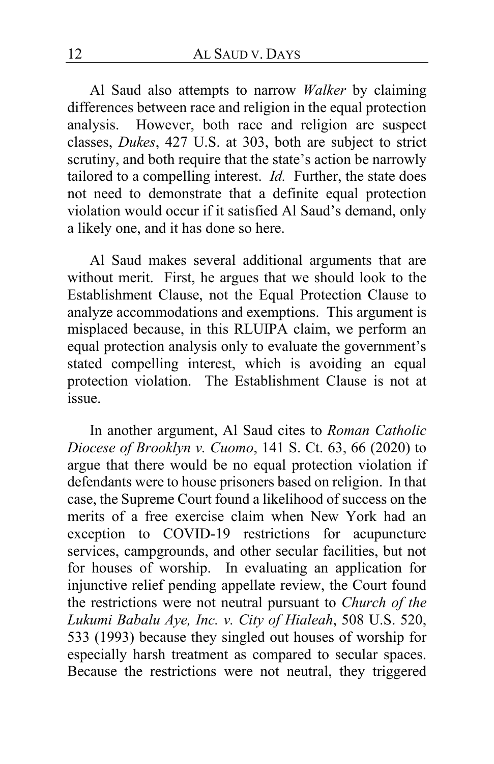Al Saud also attempts to narrow *Walker* by claiming differences between race and religion in the equal protection analysis. However, both race and religion are suspect classes, *Dukes*, 427 U.S. at 303, both are subject to strict scrutiny, and both require that the state's action be narrowly tailored to a compelling interest. *Id.* Further, the state does not need to demonstrate that a definite equal protection violation would occur if it satisfied Al Saud's demand, only a likely one, and it has done so here.

Al Saud makes several additional arguments that are without merit. First, he argues that we should look to the Establishment Clause, not the Equal Protection Clause to analyze accommodations and exemptions. This argument is misplaced because, in this RLUIPA claim, we perform an equal protection analysis only to evaluate the government's stated compelling interest, which is avoiding an equal protection violation. The Establishment Clause is not at issue.

In another argument, Al Saud cites to *Roman Catholic Diocese of Brooklyn v. Cuomo*, 141 S. Ct. 63, 66 (2020) to argue that there would be no equal protection violation if defendants were to house prisoners based on religion. In that case, the Supreme Court found a likelihood of success on the merits of a free exercise claim when New York had an exception to COVID-19 restrictions for acupuncture services, campgrounds, and other secular facilities, but not for houses of worship. In evaluating an application for injunctive relief pending appellate review, the Court found the restrictions were not neutral pursuant to *Church of the Lukumi Babalu Aye, Inc. v. City of Hialeah*, 508 U.S. 520, 533 (1993) because they singled out houses of worship for especially harsh treatment as compared to secular spaces. Because the restrictions were not neutral, they triggered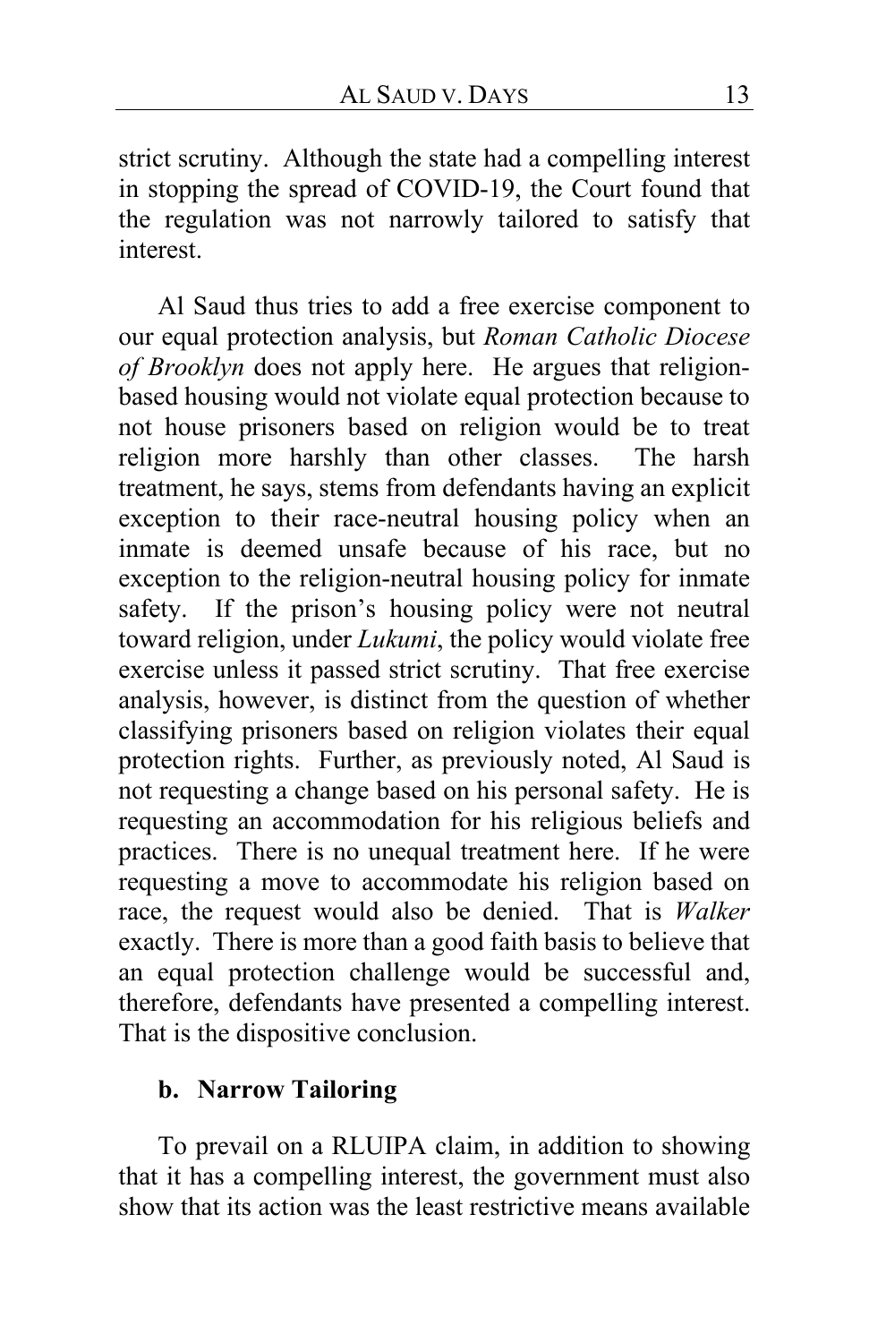strict scrutiny. Although the state had a compelling interest in stopping the spread of COVID-19, the Court found that the regulation was not narrowly tailored to satisfy that interest.

Al Saud thus tries to add a free exercise component to our equal protection analysis, but *Roman Catholic Diocese of Brooklyn* does not apply here. He argues that religion-based housing would not violate equal protection because to not house prisoners based on religion would be to treat religion more harshly than other classes. The harsh treatment, he says, stems from defendants having an explicit exception to their race-neutral housing policy when an inmate is deemed unsafe because of his race, but no exception to the religion-neutral housing policy for inmate safety. If the prison's housing policy were not neutral toward religion, under *Lukumi*, the policy would violate free exercise unless it passed strict scrutiny. That free exercise analysis, however, is distinct from the question of whether classifying prisoners based on religion violates their equal protection rights. Further, as previously noted, Al Saud is not requesting a change based on his personal safety. He is requesting an accommodation for his religious beliefs and practices. There is no unequal treatment here. If he were requesting a move to accommodate his religion based on race, the request would also be denied. That is *Walker* exactly. There is more than a good faith basis to believe that an equal protection challenge would be successful and, therefore, defendants have presented a compelling interest. That is the dispositive conclusion.

### b. Narrow Tailoring

To prevail on a RLUIPA claim, in addition to showing that it has a compelling interest, the government must also show that its action was the least restrictive means available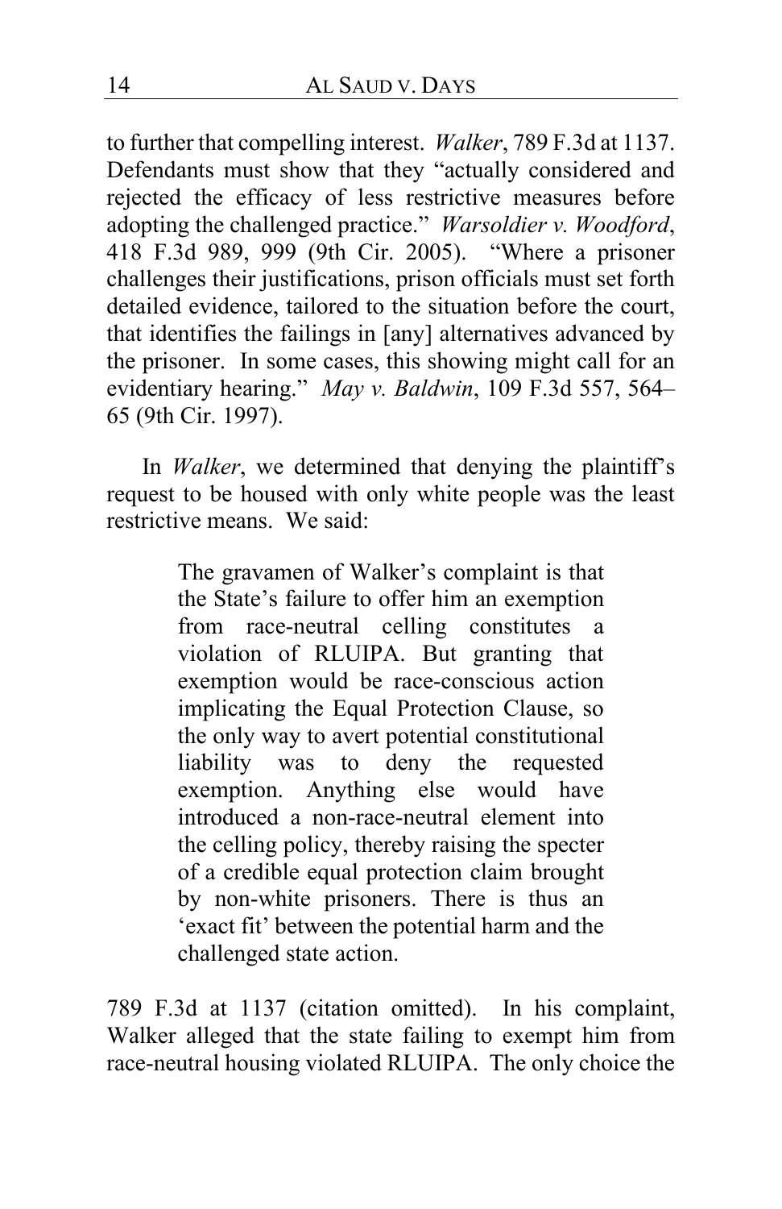to further that compelling interest. *Walker*, 789 F.3d at 1137. Defendants must show that they "actually considered and rejected the efficacy of less restrictive measures before adopting the challenged practice." *Warsoldier v. Woodford*, 418 F.3d 989, 999 (9th Cir. 2005). "Where a prisoner challenges their justifications, prison officials must set forth detailed evidence, tailored to the situation before the court, that identifies the failings in [any] alternatives advanced by the prisoner. In some cases, this showing might call for an evidentiary hearing." *May v. Baldwin*, 109 F.3d 557, 564–65 (9th Cir. 1997).

In *Walker*, we determined that denying the plaintiff's request to be housed with only white people was the least restrictive means. We said:

> The gravamen of Walker's complaint is that the State's failure to offer him an exemption from race-neutral celling constitutes a violation of RLUIPA. But granting that exemption would be race-conscious action implicating the Equal Protection Clause, so the only way to avert potential constitutional liability was to deny the requested exemption. Anything else would have introduced a non-race-neutral element into the celling policy, thereby raising the specter of a credible equal protection claim brought by non-white prisoners. There is thus an 'exact fit' between the potential harm and the challenged state action.

789 F.3d at 1137 (citation omitted). In his complaint, Walker alleged that the state failing to exempt him from race-neutral housing violated RLUIPA. The only choice the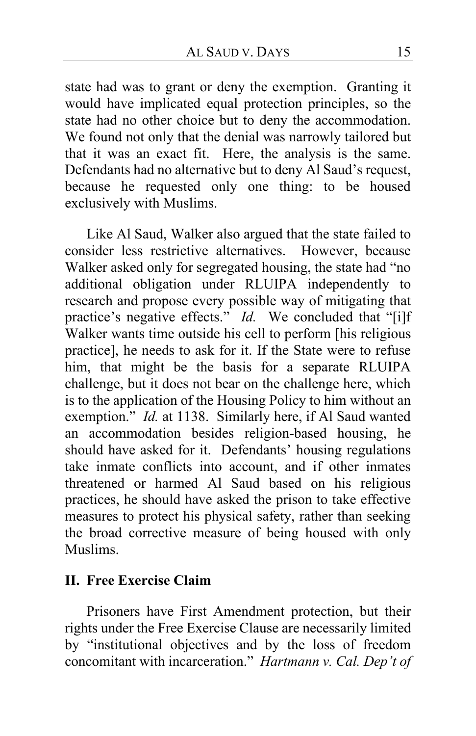state had was to grant or deny the exemption. Granting it would have implicated equal protection principles, so the state had no other choice but to deny the accommodation. We found not only that the denial was narrowly tailored but that it was an exact fit. Here, the analysis is the same. Defendants had no alternative but to deny Al Saud's request, because he requested only one thing: to be housed exclusively with Muslims.

Like Al Saud, Walker also argued that the state failed to consider less restrictive alternatives. However, because Walker asked only for segregated housing, the state had "no additional obligation under RLUIPA independently to research and propose every possible way of mitigating that practice's negative effects." *Id.* We concluded that "[i]f Walker wants time outside his cell to perform [his religious practice], he needs to ask for it. If the State were to refuse him, that might be the basis for a separate RLUIPA challenge, but it does not bear on the challenge here, which is to the application of the Housing Policy to him without an exemption." *Id.* at 1138. Similarly here, if Al Saud wanted an accommodation besides religion-based housing, he should have asked for it. Defendants' housing regulations take inmate conflicts into account, and if other inmates threatened or harmed Al Saud based on his religious practices, he should have asked the prison to take effective measures to protect his physical safety, rather than seeking the broad corrective measure of being housed with only Muslims.

## II. Free Exercise Claim

Prisoners have First Amendment protection, but their rights under the Free Exercise Clause are necessarily limited by "institutional objectives and by the loss of freedom concomitant with incarceration." *Hartmann v. Cal. Dep't of*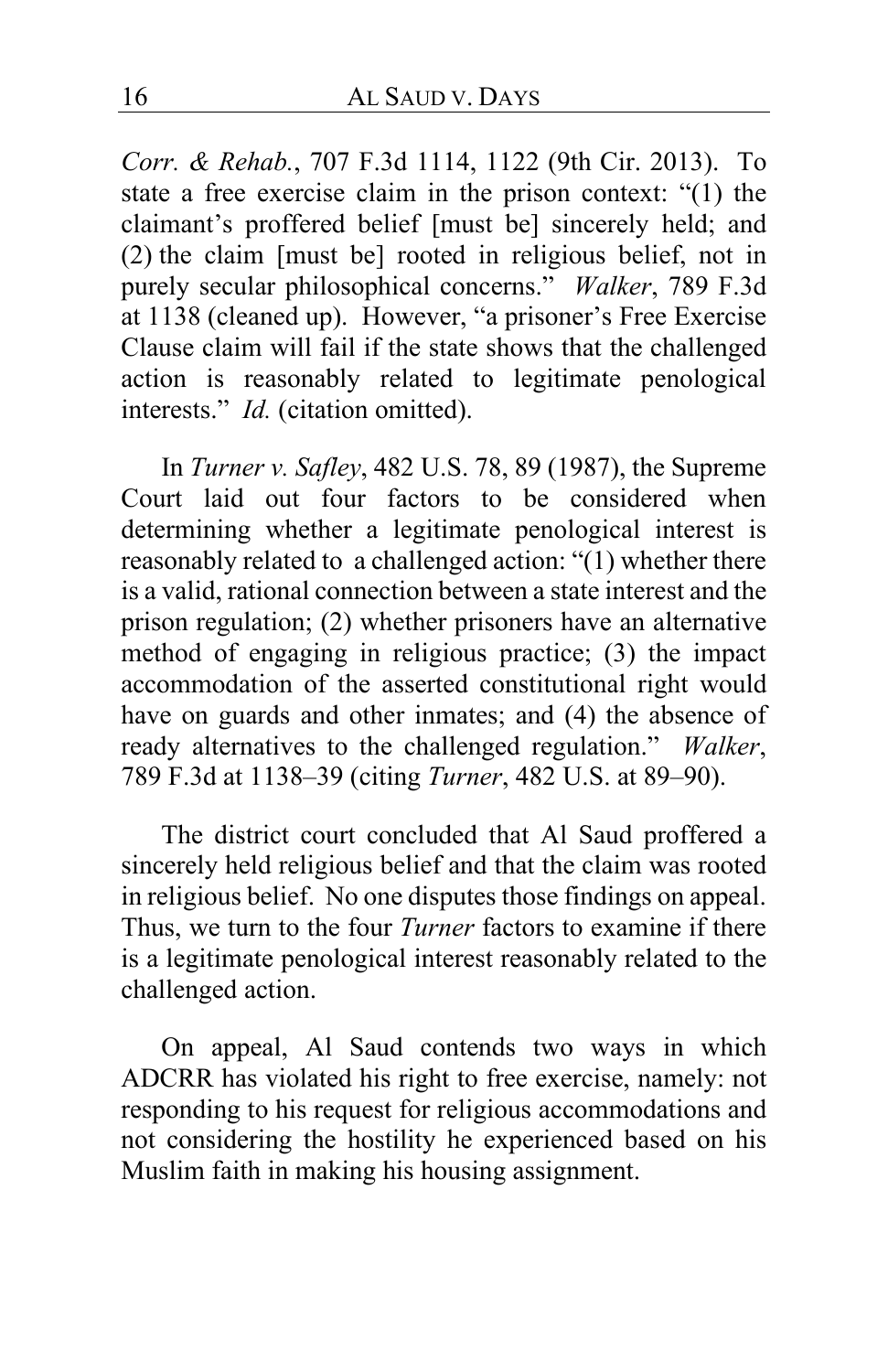*Corr. & Rehab.*, 707 F.3d 1114, 1122 (9th Cir. 2013). To state a free exercise claim in the prison context: "(1) the claimant's proffered belief [must be] sincerely held; and (2) the claim [must be] rooted in religious belief, not in purely secular philosophical concerns." *Walker*, 789 F.3d at 1138 (cleaned up). However, "a prisoner's Free Exercise Clause claim will fail if the state shows that the challenged action is reasonably related to legitimate penological interests." *Id.* (citation omitted).

In *Turner v. Safley*, 482 U.S. 78, 89 (1987), the Supreme Court laid out four factors to be considered when determining whether a legitimate penological interest is reasonably related to a challenged action: "(1) whether there is a valid, rational connection between a state interest and the prison regulation; (2) whether prisoners have an alternative method of engaging in religious practice; (3) the impact accommodation of the asserted constitutional right would have on guards and other inmates; and (4) the absence of ready alternatives to the challenged regulation." *Walker*, 789 F.3d at 1138–39 (citing *Turner*, 482 U.S. at 89–90).

The district court concluded that Al Saud proffered a sincerely held religious belief and that the claim was rooted in religious belief. No one disputes those findings on appeal. Thus, we turn to the four *Turner* factors to examine if there is a legitimate penological interest reasonably related to the challenged action.

On appeal, Al Saud contends two ways in which ADCRR has violated his right to free exercise, namely: not responding to his request for religious accommodations and not considering the hostility he experienced based on his Muslim faith in making his housing assignment.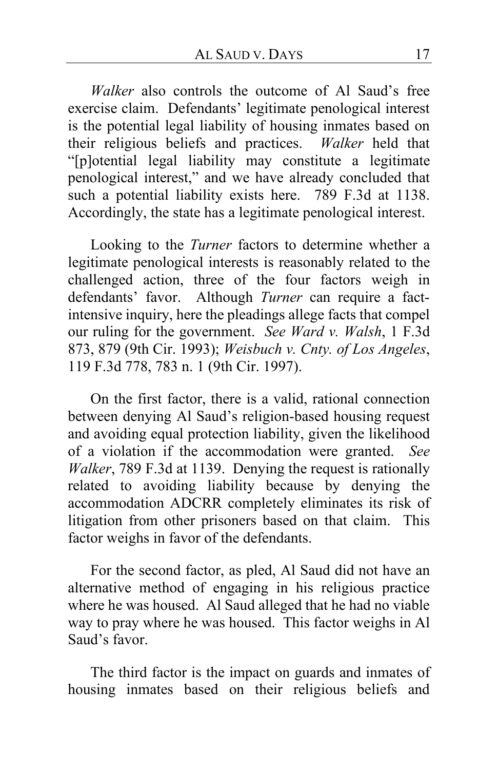*Walker* also controls the outcome of Al Saud's free exercise claim. Defendants' legitimate penological interest is the potential legal liability of housing inmates based on their religious beliefs and practices. *Walker* held that "[p]otential legal liability may constitute a legitimate penological interest," and we have already concluded that such a potential liability exists here. 789 F.3d at 1138. Accordingly, the state has a legitimate penological interest.

Looking to the *Turner* factors to determine whether a legitimate penological interests is reasonably related to the challenged action, three of the four factors weigh in defendants' favor. Although *Turner* can require a fact-intensive inquiry, here the pleadings allege facts that compel our ruling for the government. *See Ward v. Walsh*, 1 F.3d 873, 879 (9th Cir. 1993); *Weisbuch v. Cnty. of Los Angeles*, 119 F.3d 778, 783 n. 1 (9th Cir. 1997).

On the first factor, there is a valid, rational connection between denying Al Saud's religion-based housing request and avoiding equal protection liability, given the likelihood of a violation if the accommodation were granted. *See Walker*, 789 F.3d at 1139. Denying the request is rationally related to avoiding liability because by denying the accommodation ADCRR completely eliminates its risk of litigation from other prisoners based on that claim. This factor weighs in favor of the defendants.

For the second factor, as pled, Al Saud did not have an alternative method of engaging in his religious practice where he was housed. Al Saud alleged that he had no viable way to pray where he was housed. This factor weighs in Al Saud's favor.

The third factor is the impact on guards and inmates of housing inmates based on their religious beliefs and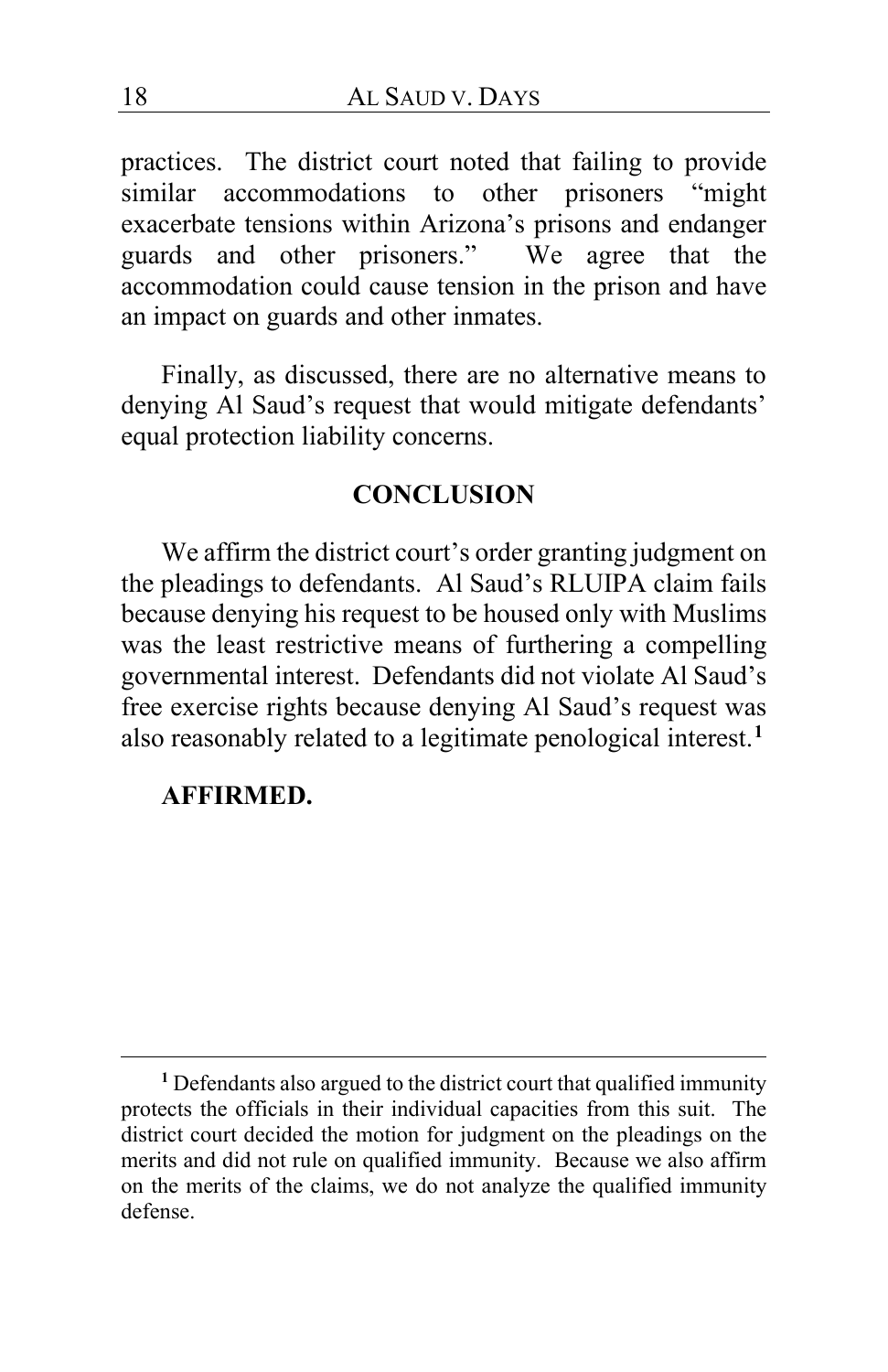practices. The district court noted that failing to provide similar accommodations to other prisoners "might exacerbate tensions within Arizona's prisons and endanger guards and other prisoners." We agree that the accommodation could cause tension in the prison and have an impact on guards and other inmates.

Finally, as discussed, there are no alternative means to denying Al Saud's request that would mitigate defendants' equal protection liability concerns.

## CONCLUSION

We affirm the district court's order granting judgment on the pleadings to defendants. Al Saud's RLUIPA claim fails because denying his request to be housed only with Muslims was the least restrictive means of furthering a compelling governmental interest. Defendants did not violate Al Saud's free exercise rights because denying Al Saud's request was also reasonably related to a legitimate penological interest.[1]

**AFFIRMED.**

---

[1] Defendants also argued to the district court that qualified immunity protects the officials in their individual capacities from this suit. The district court decided the motion for judgment on the pleadings on the merits and did not rule on qualified immunity. Because we also affirm on the merits of the claims, we do not analyze the qualified immunity defense.